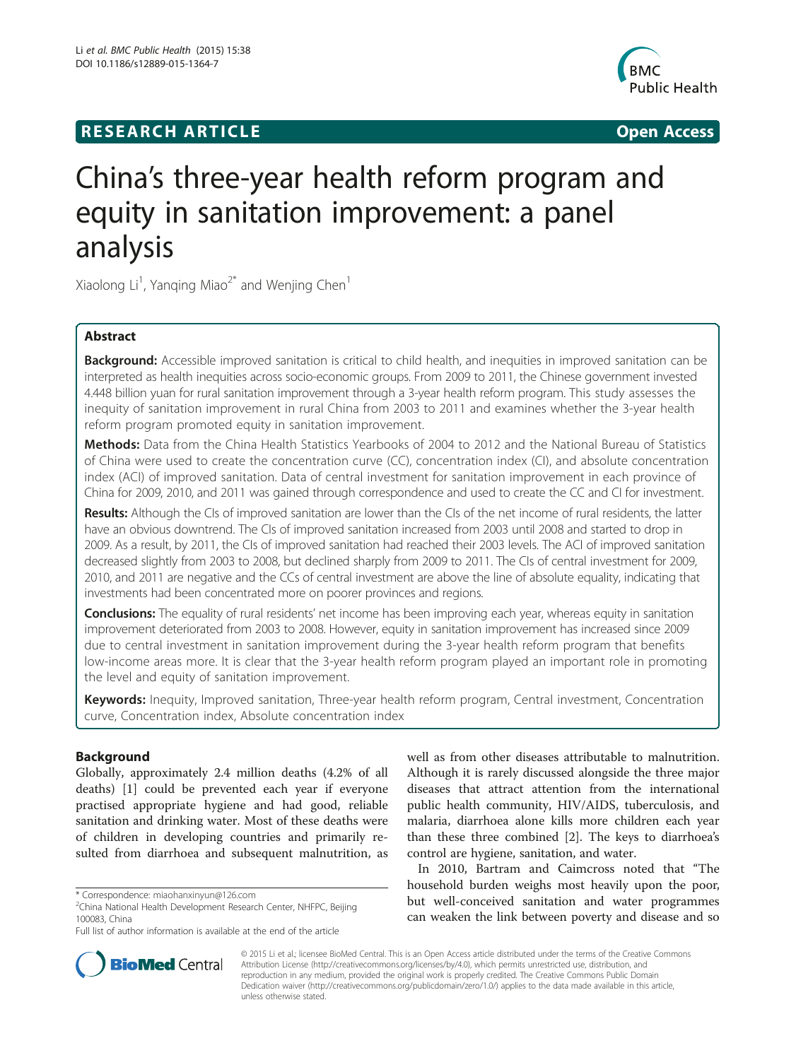**RESEARCH ARTICLE** **Open Access**

# China's three-year health reform program and equity in sanitation improvement: a panel analysis

Xiaolong Li[1], Yanqing Miao[2*] and Wenjing Chen[1]

## Abstract

**Background:** Accessible improved sanitation is critical to child health, and inequities in improved sanitation can be interpreted as health inequities across socio-economic groups. From 2009 to 2011, the Chinese government invested 4.448 billion yuan for rural sanitation improvement through a 3-year health reform program. This study assesses the inequity of sanitation improvement in rural China from 2003 to 2011 and examines whether the 3-year health reform program promoted equity in sanitation improvement.

**Methods:** Data from the China Health Statistics Yearbooks of 2004 to 2012 and the National Bureau of Statistics of China were used to create the concentration curve (CC), concentration index (CI), and absolute concentration index (ACI) of improved sanitation. Data of central investment for sanitation improvement in each province of China for 2009, 2010, and 2011 was gained through correspondence and used to create the CC and CI for investment.

**Results:** Although the CIs of improved sanitation are lower than the CIs of the net income of rural residents, the latter have an obvious downtrend. The CIs of improved sanitation increased from 2003 until 2008 and started to drop in 2009. As a result, by 2011, the CIs of improved sanitation had reached their 2003 levels. The ACI of improved sanitation decreased slightly from 2003 to 2008, but declined sharply from 2009 to 2011. The CIs of central investment for 2009, 2010, and 2011 are negative and the CCs of central investment are above the line of absolute equality, indicating that investments had been concentrated more on poorer provinces and regions.

**Conclusions:** The equality of rural residents' net income has been improving each year, whereas equity in sanitation improvement deteriorated from 2003 to 2008. However, equity in sanitation improvement has increased since 2009 due to central investment in sanitation improvement during the 3-year health reform program that benefits low-income areas more. It is clear that the 3-year health reform program played an important role in promoting the level and equity of sanitation improvement.

**Keywords:** Inequity, Improved sanitation, Three-year health reform program, Central investment, Concentration curve, Concentration index, Absolute concentration index

## Background

Globally, approximately 2.4 million deaths (4.2% of all deaths) [1] could be prevented each year if everyone practised appropriate hygiene and had good, reliable sanitation and drinking water. Most of these deaths were of children in developing countries and primarily resulted from diarrhoea and subsequent malnutrition, as well as from other diseases attributable to malnutrition. Although it is rarely discussed alongside the three major diseases that attract attention from the international public health community, HIV/AIDS, tuberculosis, and malaria, diarrhoea alone kills more children each year than these three combined [2]. The keys to diarrhoea's control are hygiene, sanitation, and water.

In 2010, Bartram and Caimcross noted that "The household burden weighs most heavily upon the poor, but well-conceived sanitation and water programmes can weaken the link between poverty and disease and so

\* Correspondence: miaohanxinyun@126.com
[2]China National Health Development Research Center, NHFPC, Beijing 100083, China
Full list of author information is available at the end of the article

© 2015 Li et al.; licensee BioMed Central. This is an Open Access article distributed under the terms of the Creative Commons Attribution License (http://creativecommons.org/licenses/by/4.0), which permits unrestricted use, distribution, and reproduction in any medium, provided the original work is properly credited. The Creative Commons Public Domain Dedication waiver (http://creativecommons.org/publicdomain/zero/1.0/) applies to the data made available in this article, unless otherwise stated.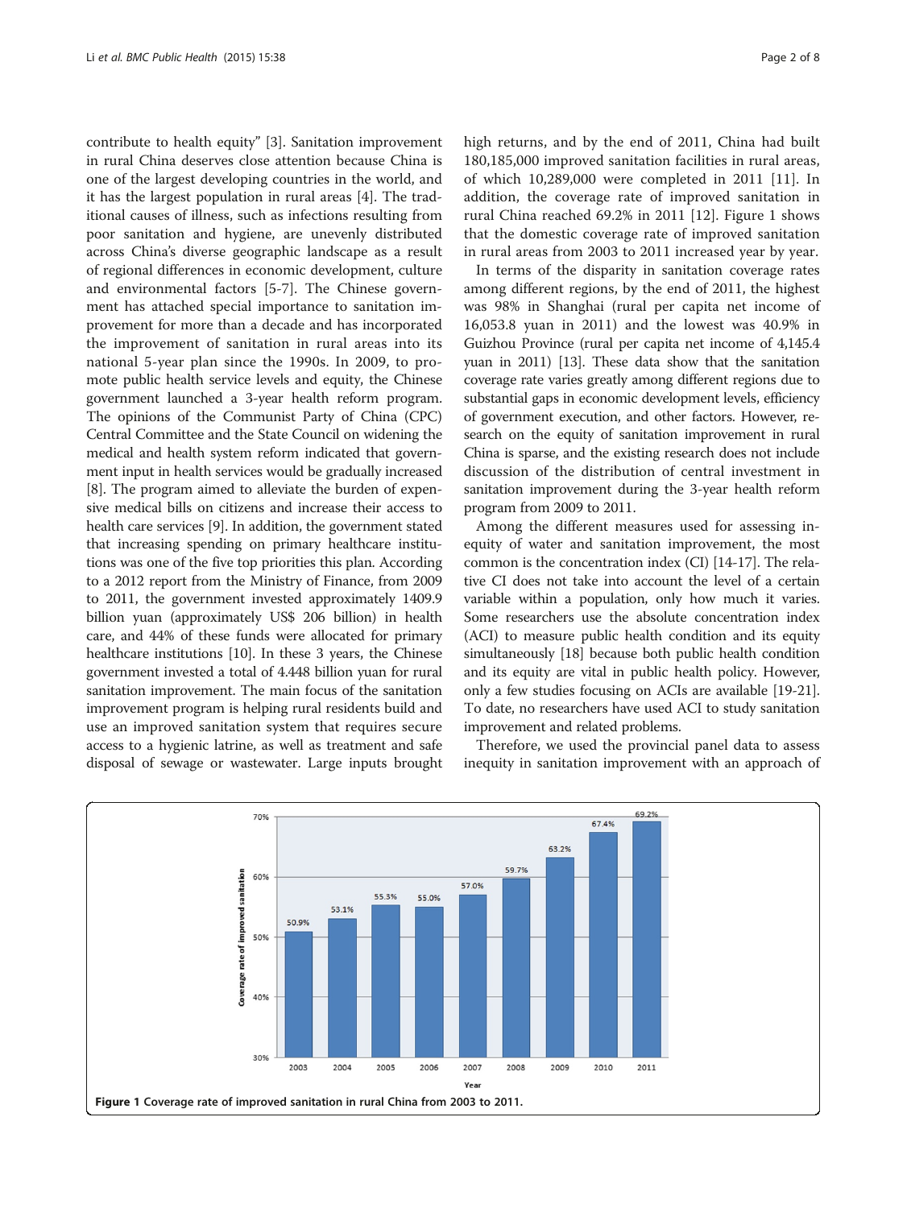contribute to health equity" [3]. Sanitation improvement in rural China deserves close attention because China is one of the largest developing countries in the world, and it has the largest population in rural areas [4]. The traditional causes of illness, such as infections resulting from poor sanitation and hygiene, are unevenly distributed across China's diverse geographic landscape as a result of regional differences in economic development, culture and environmental factors [5-7]. The Chinese government has attached special importance to sanitation improvement for more than a decade and has incorporated the improvement of sanitation in rural areas into its national 5-year plan since the 1990s. In 2009, to promote public health service levels and equity, the Chinese government launched a 3-year health reform program. The opinions of the Communist Party of China (CPC) Central Committee and the State Council on widening the medical and health system reform indicated that government input in health services would be gradually increased [8]. The program aimed to alleviate the burden of expensive medical bills on citizens and increase their access to health care services [9]. In addition, the government stated that increasing spending on primary healthcare institutions was one of the five top priorities this plan. According to a 2012 report from the Ministry of Finance, from 2009 to 2011, the government invested approximately 1409.9 billion yuan (approximately US$ 206 billion) in health care, and 44% of these funds were allocated for primary healthcare institutions [10]. In these 3 years, the Chinese government invested a total of 4.448 billion yuan for rural sanitation improvement. The main focus of the sanitation improvement program is helping rural residents build and use an improved sanitation system that requires secure access to a hygienic latrine, as well as treatment and safe disposal of sewage or wastewater. Large inputs brought high returns, and by the end of 2011, China had built 180,185,000 improved sanitation facilities in rural areas, of which 10,289,000 were completed in 2011 [11]. In addition, the coverage rate of improved sanitation in rural China reached 69.2% in 2011 [12]. Figure 1 shows that the domestic coverage rate of improved sanitation in rural areas from 2003 to 2011 increased year by year.

In terms of the disparity in sanitation coverage rates among different regions, by the end of 2011, the highest was 98% in Shanghai (rural per capita net income of 16,053.8 yuan in 2011) and the lowest was 40.9% in Guizhou Province (rural per capita net income of 4,145.4 yuan in 2011) [13]. These data show that the sanitation coverage rate varies greatly among different regions due to substantial gaps in economic development levels, efficiency of government execution, and other factors. However, research on the equity of sanitation improvement in rural China is sparse, and the existing research does not include discussion of the distribution of central investment in sanitation improvement during the 3-year health reform program from 2009 to 2011.

Among the different measures used for assessing inequity of water and sanitation improvement, the most common is the concentration index (CI) [14-17]. The relative CI does not take into account the level of a certain variable within a population, only how much it varies. Some researchers use the absolute concentration index (ACI) to measure public health condition and its equity simultaneously [18] because both public health condition and its equity are vital in public health policy. However, only a few studies focusing on ACIs are available [19-21]. To date, no researchers have used ACI to study sanitation improvement and related problems.

Therefore, we used the provincial panel data to assess inequity in sanitation improvement with an approach of

| Year | Coverage rate of improved sanitation |
|---|---|
| 2003 | 50.9% |
| 2004 | 53.1% |
| 2005 | 55.3% |
| 2006 | 55.0% |
| 2007 | 57.0% |
| 2008 | 59.7% |
| 2009 | 63.2% |
| 2010 | 67.4% |
| 2011 | 69.2% |

**Figure 1** Coverage rate of improved sanitation in rural China from 2003 to 2011.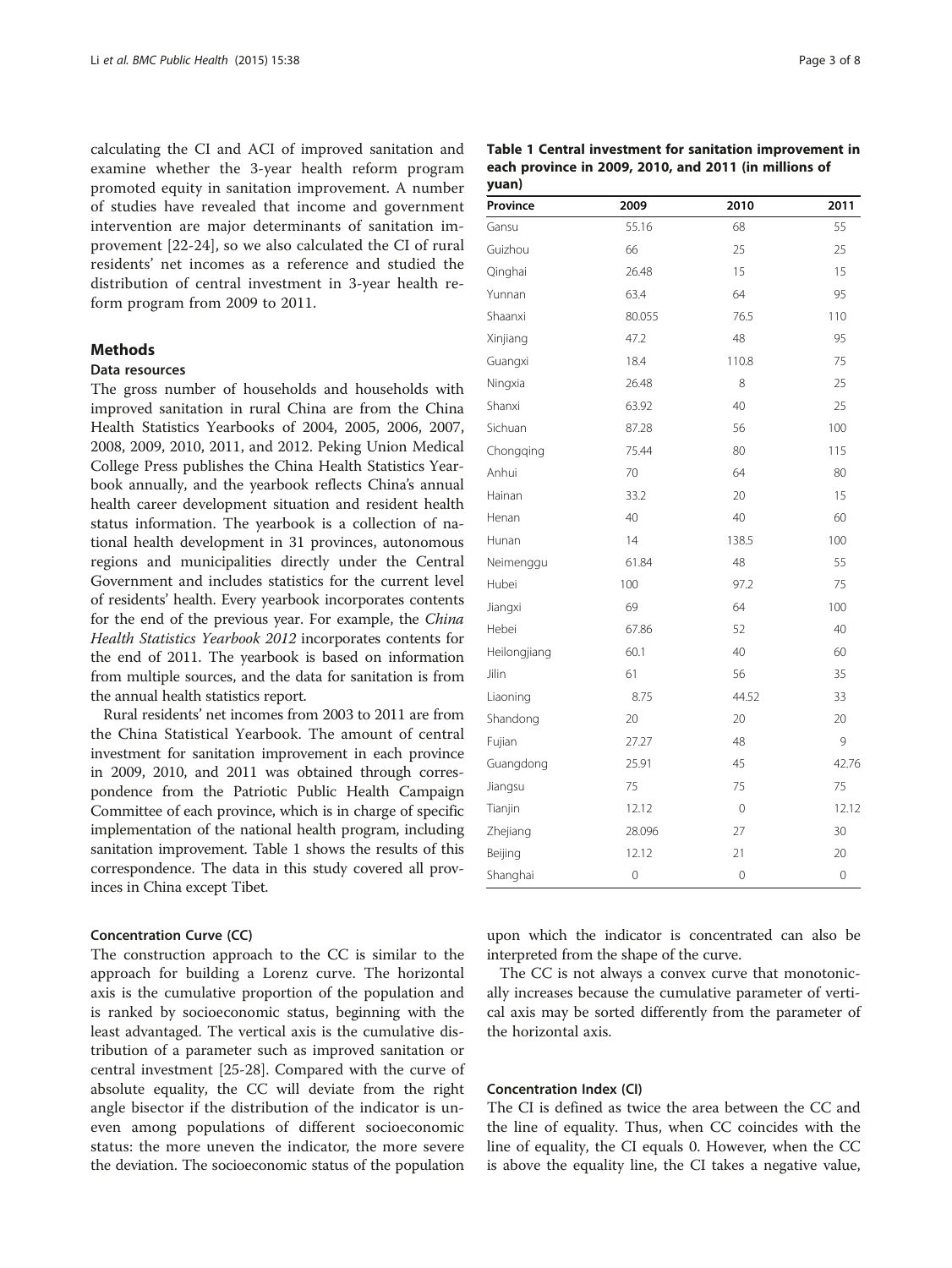calculating the CI and ACI of improved sanitation and examine whether the 3-year health reform program promoted equity in sanitation improvement. A number of studies have revealed that income and government intervention are major determinants of sanitation improvement [22-24], so we also calculated the CI of rural residents' net incomes as a reference and studied the distribution of central investment in 3-year health reform program from 2009 to 2011.

## Methods

### Data resources

The gross number of households and households with improved sanitation in rural China are from the China Health Statistics Yearbooks of 2004, 2005, 2006, 2007, 2008, 2009, 2010, 2011, and 2012. Peking Union Medical College Press publishes the China Health Statistics Yearbook annually, and the yearbook reflects China's annual health career development situation and resident health status information. The yearbook is a collection of national health development in 31 provinces, autonomous regions and municipalities directly under the Central Government and includes statistics for the current level of residents' health. Every yearbook incorporates contents for the end of the previous year. For example, the *China Health Statistics Yearbook 2012* incorporates contents for the end of 2011. The yearbook is based on information from multiple sources, and the data for sanitation is from the annual health statistics report.

Rural residents' net incomes from 2003 to 2011 are from the China Statistical Yearbook. The amount of central investment for sanitation improvement in each province in 2009, 2010, and 2011 was obtained through correspondence from the Patriotic Public Health Campaign Committee of each province, which is in charge of specific implementation of the national health program, including sanitation improvement. Table 1 shows the results of this correspondence. The data in this study covered all provinces in China except Tibet.

**Table 1 Central investment for sanitation improvement in each province in 2009, 2010, and 2011 (in millions of yuan)**

| Province | 2009 | 2010 | 2011 |
|---|---|---|---|
| Gansu | 55.16 | 68 | 55 |
| Guizhou | 66 | 25 | 25 |
| Qinghai | 26.48 | 15 | 15 |
| Yunnan | 63.4 | 64 | 95 |
| Shaanxi | 80.055 | 76.5 | 110 |
| Xinjiang | 47.2 | 48 | 95 |
| Guangxi | 18.4 | 110.8 | 75 |
| Ningxia | 26.48 | 8 | 25 |
| Shanxi | 63.92 | 40 | 25 |
| Sichuan | 87.28 | 56 | 100 |
| Chongqing | 75.44 | 80 | 115 |
| Anhui | 70 | 64 | 80 |
| Hainan | 33.2 | 20 | 15 |
| Henan | 40 | 40 | 60 |
| Hunan | 14 | 138.5 | 100 |
| Neimenggu | 61.84 | 48 | 55 |
| Hubei | 100 | 97.2 | 75 |
| Jiangxi | 69 | 64 | 100 |
| Hebei | 67.86 | 52 | 40 |
| Heilongjiang | 60.1 | 40 | 60 |
| Jilin | 61 | 56 | 35 |
| Liaoning | 8.75 | 44.52 | 33 |
| Shandong | 20 | 20 | 20 |
| Fujian | 27.27 | 48 | 9 |
| Guangdong | 25.91 | 45 | 42.76 |
| Jiangsu | 75 | 75 | 75 |
| Tianjin | 12.12 | 0 | 12.12 |
| Zhejiang | 28.096 | 27 | 30 |
| Beijing | 12.12 | 21 | 20 |
| Shanghai | 0 | 0 | 0 |

### Concentration Curve (CC)

The construction approach to the CC is similar to the approach for building a Lorenz curve. The horizontal axis is the cumulative proportion of the population and is ranked by socioeconomic status, beginning with the least advantaged. The vertical axis is the cumulative distribution of a parameter such as improved sanitation or central investment [25-28]. Compared with the curve of absolute equality, the CC will deviate from the right angle bisector if the distribution of the indicator is uneven among populations of different socioeconomic status: the more uneven the indicator, the more severe the deviation. The socioeconomic status of the population upon which the indicator is concentrated can also be interpreted from the shape of the curve.

The CC is not always a convex curve that monotonically increases because the cumulative parameter of vertical axis may be sorted differently from the parameter of the horizontal axis.

### Concentration Index (CI)

The CI is defined as twice the area between the CC and the line of equality. Thus, when CC coincides with the line of equality, the CI equals 0. However, when the CC is above the equality line, the CI takes a negative value,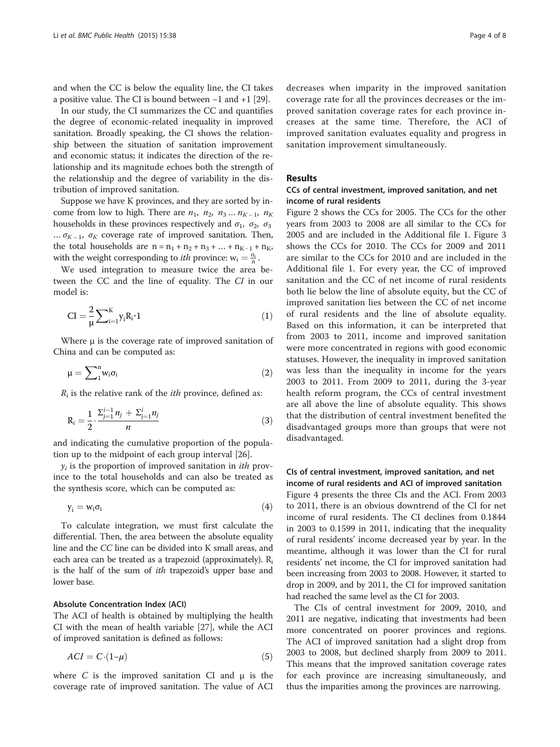and when the CC is below the equality line, the CI takes a positive value. The CI is bound between −1 and +1 [29].

In our study, the CI summarizes the CC and quantifies the degree of economic-related inequality in improved sanitation. Broadly speaking, the CI shows the relationship between the situation of sanitation improvement and economic status; it indicates the direction of the relationship and its magnitude echoes both the strength of the relationship and the degree of variability in the distribution of improved sanitation.

Suppose we have K provinces, and they are sorted by income from low to high. There are $n_1$, $n_2$, $n_3 \ldots n_{K-1}$, $n_K$ households in these provinces respectively and $\sigma_1$, $\sigma_2$, $\sigma_3$ $\ldots \sigma_{K-1}$, $\sigma_K$ coverage rate of improved sanitation. Then, the total households are $n = n_1 + n_2 + n_3 + \ldots + n_{K-1} + n_K$, with the weight corresponding to *ith* province: $w_i = \frac{n_i}{n}$.

We used integration to measure twice the area between the CC and the line of equality. The *CI* in our model is:

$$\mathrm{CI} = \frac{2}{\mu}\sum_{i=1}^{K} y_i R_i \text{-} 1 \tag{1}$$

Where μ is the coverage rate of improved sanitation of China and can be computed as:

$$\mu = \sum_{1}^{n} w_i \sigma_i \tag{2}$$

$R_i$ is the relative rank of the *ith* province, defined as:

$$R_i = \frac{1}{2}\cdot\frac{\Sigma_{j=1}^{i-1} n_j + \Sigma_{j=1}^{i} n_j}{n} \tag{3}$$

and indicating the cumulative proportion of the population up to the midpoint of each group interval [26].

$y_i$ is the proportion of improved sanitation in *ith* province to the total households and can also be treated as the synthesis score, which can be computed as:

$$y_i = w_i \sigma_i \tag{4}$$

To calculate integration, we must first calculate the differential. Then, the area between the absolute equality line and the *CC* line can be divided into K small areas, and each area can be treated as a trapezoid (approximately). $R_i$ is the half of the sum of *ith* trapezoid's upper base and lower base.

#### Absolute Concentration Index (ACI)

The ACI of health is obtained by multiplying the health CI with the mean of health variable [27], while the ACI of improved sanitation is defined as follows:

$$ACI = C\cdot(1\text{–}\mu) \tag{5}$$

where $C$ is the improved sanitation CI and μ is the coverage rate of improved sanitation. The value of ACI decreases when imparity in the improved sanitation coverage rate for all the provinces decreases or the improved sanitation coverage rates for each province increases at the same time. Therefore, the ACI of improved sanitation evaluates equality and progress in sanitation improvement simultaneously.

## Results

### CCs of central investment, improved sanitation, and net income of rural residents

Figure 2 shows the CCs for 2005. The CCs for the other years from 2003 to 2008 are all similar to the CCs for 2005 and are included in the Additional file 1. Figure 3 shows the CCs for 2010. The CCs for 2009 and 2011 are similar to the CCs for 2010 and are included in the Additional file 1. For every year, the CC of improved sanitation and the CC of net income of rural residents both lie below the line of absolute equity, but the CC of improved sanitation lies between the CC of net income of rural residents and the line of absolute equality. Based on this information, it can be interpreted that from 2003 to 2011, income and improved sanitation were more concentrated in regions with good economic statuses. However, the inequality in improved sanitation was less than the inequality in income for the years 2003 to 2011. From 2009 to 2011, during the 3-year health reform program, the CCs of central investment are all above the line of absolute equality. This shows that the distribution of central investment benefited the disadvantaged groups more than groups that were not disadvantaged.

### CIs of central investment, improved sanitation, and net income of rural residents and ACI of improved sanitation

Figure 4 presents the three CIs and the ACI. From 2003 to 2011, there is an obvious downtrend of the CI for net income of rural residents. The CI declines from 0.1844 in 2003 to 0.1599 in 2011, indicating that the inequality of rural residents' income decreased year by year. In the meantime, although it was lower than the CI for rural residents' net income, the CI for improved sanitation had been increasing from 2003 to 2008. However, it started to drop in 2009, and by 2011, the CI for improved sanitation had reached the same level as the CI for 2003.

The CIs of central investment for 2009, 2010, and 2011 are negative, indicating that investments had been more concentrated on poorer provinces and regions. The ACI of improved sanitation had a slight drop from 2003 to 2008, but declined sharply from 2009 to 2011. This means that the improved sanitation coverage rates for each province are increasing simultaneously, and thus the imparities among the provinces are narrowing.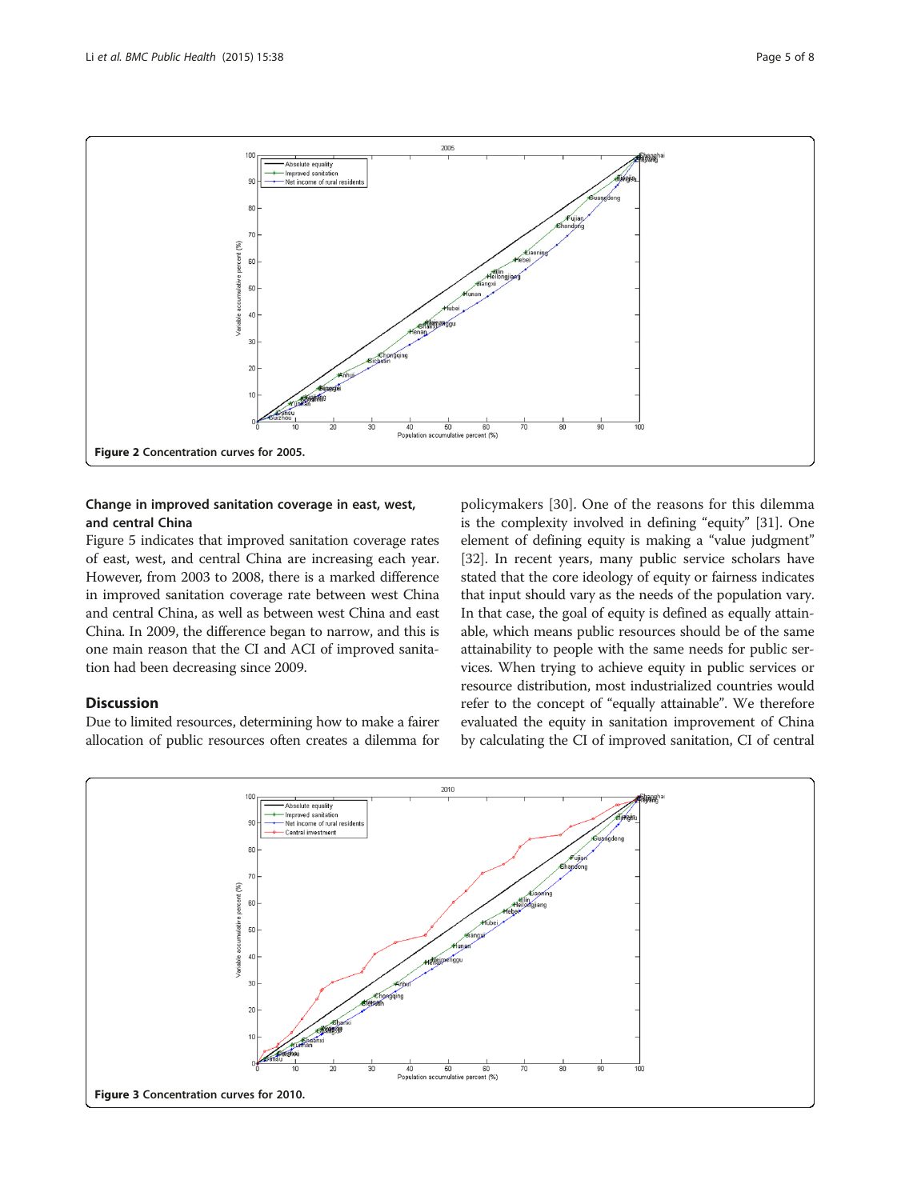Figure 2 Concentration curves for 2005.

### Change in improved sanitation coverage in east, west, and central China

Figure 5 indicates that improved sanitation coverage rates of east, west, and central China are increasing each year. However, from 2003 to 2008, there is a marked difference in improved sanitation coverage rate between west China and central China, as well as between west China and east China. In 2009, the difference began to narrow, and this is one main reason that the CI and ACI of improved sanitation had been decreasing since 2009.

## Discussion

Due to limited resources, determining how to make a fairer allocation of public resources often creates a dilemma for policymakers [30]. One of the reasons for this dilemma is the complexity involved in defining "equity" [31]. One element of defining equity is making a "value judgment" [32]. In recent years, many public service scholars have stated that the core ideology of equity or fairness indicates that input should vary as the needs of the population vary. In that case, the goal of equity is defined as equally attainable, which means public resources should be of the same attainability to people with the same needs for public services. When trying to achieve equity in public services or resource distribution, most industrialized countries would refer to the concept of "equally attainable". We therefore evaluated the equity in sanitation improvement of China by calculating the CI of improved sanitation, CI of central

Figure 3 Concentration curves for 2010.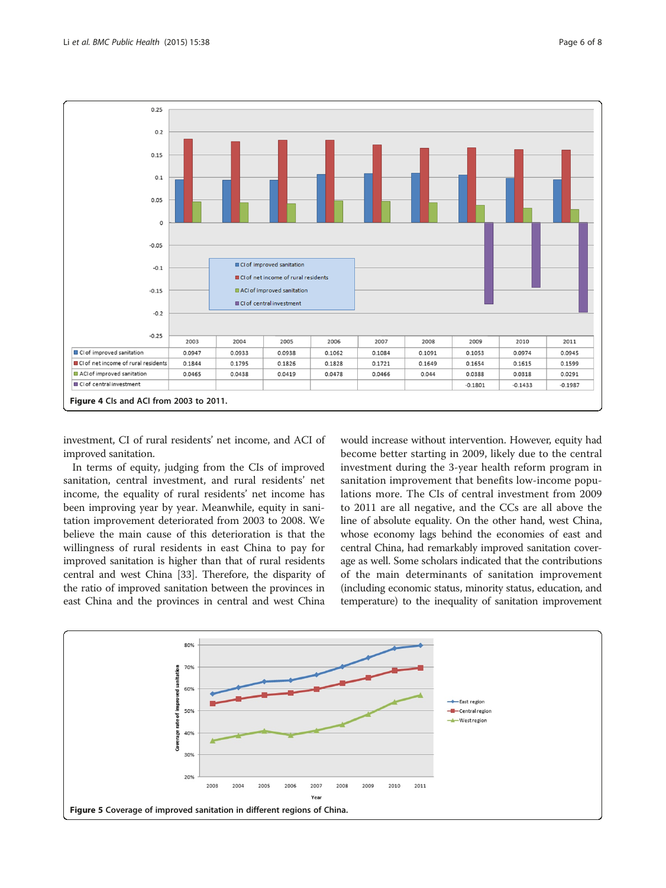| | 2003 | 2004 | 2005 | 2006 | 2007 | 2008 | 2009 | 2010 | 2011 |
|---|---|---|---|---|---|---|---|---|---|
| CI of improved sanitation | 0.0947 | 0.0933 | 0.0938 | 0.1062 | 0.1084 | 0.1091 | 0.1053 | 0.0974 | 0.0945 |
| CI of net income of rural residents | 0.1844 | 0.1795 | 0.1826 | 0.1828 | 0.1721 | 0.1649 | 0.1654 | 0.1615 | 0.1599 |
| ACI of improved sanitation | 0.0465 | 0.0438 | 0.0419 | 0.0478 | 0.0466 | 0.044 | 0.0388 | 0.0318 | 0.0291 |
| CI of central investment | | | | | | | -0.1801 | -0.1433 | -0.1987 |

**Figure 4** CIs and ACI from 2003 to 2011.

investment, CI of rural residents' net income, and ACI of improved sanitation.

In terms of equity, judging from the CIs of improved sanitation, central investment, and rural residents' net income, the equality of rural residents' net income has been improving year by year. Meanwhile, equity in sanitation improvement deteriorated from 2003 to 2008. We believe the main cause of this deterioration is that the willingness of rural residents in east China to pay for improved sanitation is higher than that of rural residents central and west China [33]. Therefore, the disparity of the ratio of improved sanitation between the provinces in east China and the provinces in central and west China would increase without intervention. However, equity had become better starting in 2009, likely due to the central investment during the 3-year health reform program in sanitation improvement that benefits low-income populations more. The CIs of central investment from 2009 to 2011 are all negative, and the CCs are all above the line of absolute equality. On the other hand, west China, whose economy lags behind the economies of east and central China, had remarkably improved sanitation coverage as well. Some scholars indicated that the contributions of the main determinants of sanitation improvement (including economic status, minority status, education, and temperature) to the inequality of sanitation improvement

**Figure 5** Coverage of improved sanitation in different regions of China.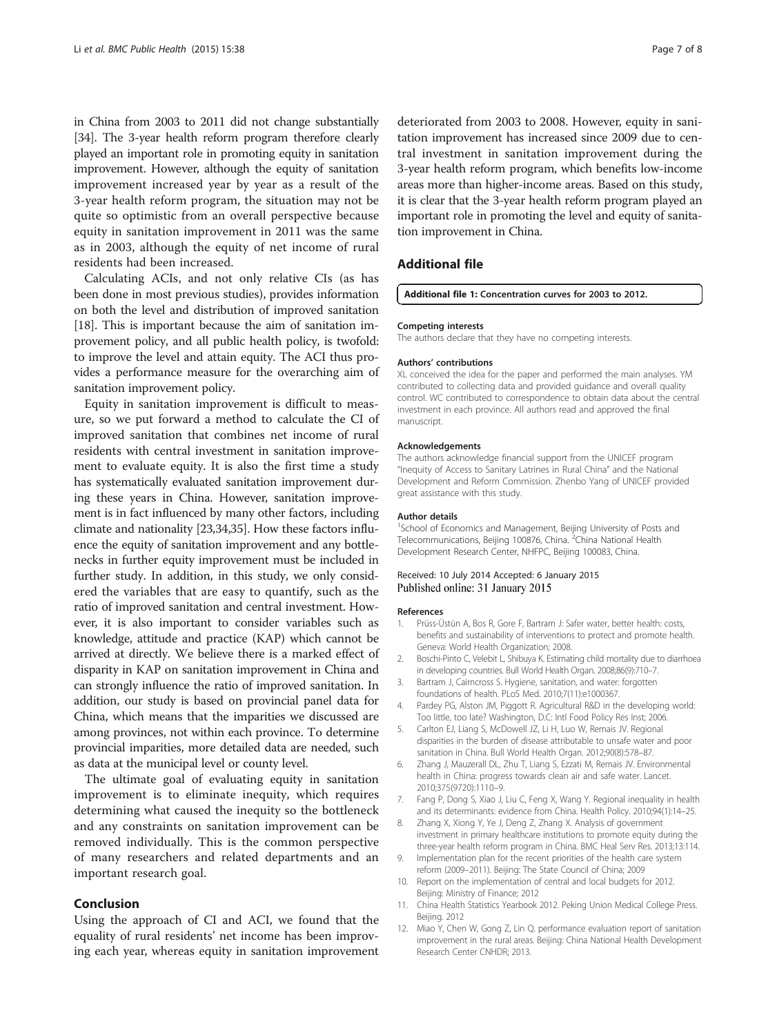in China from 2003 to 2011 did not change substantially [34]. The 3-year health reform program therefore clearly played an important role in promoting equity in sanitation improvement. However, although the equity of sanitation improvement increased year by year as a result of the 3-year health reform program, the situation may not be quite so optimistic from an overall perspective because equity in sanitation improvement in 2011 was the same as in 2003, although the equity of net income of rural residents had been increased.

Calculating ACIs, and not only relative CIs (as has been done in most previous studies), provides information on both the level and distribution of improved sanitation [18]. This is important because the aim of sanitation improvement policy, and all public health policy, is twofold: to improve the level and attain equity. The ACI thus provides a performance measure for the overarching aim of sanitation improvement policy.

Equity in sanitation improvement is difficult to measure, so we put forward a method to calculate the CI of improved sanitation that combines net income of rural residents with central investment in sanitation improvement to evaluate equity. It is also the first time a study has systematically evaluated sanitation improvement during these years in China. However, sanitation improvement is in fact influenced by many other factors, including climate and nationality [23,34,35]. How these factors influence the equity of sanitation improvement and any bottlenecks in further equity improvement must be included in further study. In addition, in this study, we only considered the variables that are easy to quantify, such as the ratio of improved sanitation and central investment. However, it is also important to consider variables such as knowledge, attitude and practice (KAP) which cannot be arrived at directly. We believe there is a marked effect of disparity in KAP on sanitation improvement in China and can strongly influence the ratio of improved sanitation. In addition, our study is based on provincial panel data for China, which means that the imparities we discussed are among provinces, not within each province. To determine provincial imparities, more detailed data are needed, such as data at the municipal level or county level.

The ultimate goal of evaluating equity in sanitation improvement is to eliminate inequity, which requires determining what caused the inequity so the bottleneck and any constraints on sanitation improvement can be removed individually. This is the common perspective of many researchers and related departments and an important research goal.

## Conclusion

Using the approach of CI and ACI, we found that the equality of rural residents' net income has been improving each year, whereas equity in sanitation improvement deteriorated from 2003 to 2008. However, equity in sanitation improvement has increased since 2009 due to central investment in sanitation improvement during the 3-year health reform program, which benefits low-income areas more than higher-income areas. Based on this study, it is clear that the 3-year health reform program played an important role in promoting the level and equity of sanitation improvement in China.

## Additional file

**Additional file 1: Concentration curves for 2003 to 2012.**

#### Competing interests

The authors declare that they have no competing interests.

#### Authors' contributions

XL conceived the idea for the paper and performed the main analyses. YM contributed to collecting data and provided guidance and overall quality control. WC contributed to correspondence to obtain data about the central investment in each province. All authors read and approved the final manuscript.

#### Acknowledgements

The authors acknowledge financial support from the UNICEF program "Inequity of Access to Sanitary Latrines in Rural China" and the National Development and Reform Commission. Zhenbo Yang of UNICEF provided great assistance with this study.

#### Author details

[1]School of Economics and Management, Beijing University of Posts and Telecommunications, Beijing 100876, China. [2]China National Health Development Research Center, NHFPC, Beijing 100083, China.

Received: 10 July 2014 Accepted: 6 January 2015
Published online: 31 January 2015

#### References

1. Prüss-Üstün A, Bos R, Gore F, Bartram J: Safer water, better health: costs, benefits and sustainability of interventions to protect and promote health. Geneva: World Health Organization; 2008.
2. Boschi-Pinto C, Velebit L, Shibuya K. Estimating child mortality due to diarrhoea in developing countries. Bull World Health Organ. 2008;86(9):710–7.
3. Bartram J, Cairncross S. Hygiene, sanitation, and water: forgotten foundations of health. PLoS Med. 2010;7(11):e1000367.
4. Pardey PG, Alston JM, Piggott R. Agricultural R&D in the developing world: Too little, too late? Washington, D.C: Intl Food Policy Res Inst; 2006.
5. Carlton EJ, Liang S, McDowell JZ, Li H, Luo W, Remais JV. Regional disparities in the burden of disease attributable to unsafe water and poor sanitation in China. Bull World Health Organ. 2012;90(8):578–87.
6. Zhang J, Mauzerall DL, Zhu T, Liang S, Ezzati M, Remais JV. Environmental health in China: progress towards clean air and safe water. Lancet. 2010;375(9720):1110–9.
7. Fang P, Dong S, Xiao J, Liu C, Feng X, Wang Y. Regional inequality in health and its determinants: evidence from China. Health Policy. 2010;94(1):14–25.
8. Zhang X, Xiong Y, Ye J, Deng Z, Zhang X. Analysis of government investment in primary healthcare institutions to promote equity during the three-year health reform program in China. BMC Heal Serv Res. 2013;13:114.
9. Implementation plan for the recent priorities of the health care system reform (2009–2011). Beijing: The State Council of China; 2009
10. Report on the implementation of central and local budgets for 2012. Beijing: Ministry of Finance; 2012
11. China Health Statistics Yearbook 2012. Peking Union Medical College Press. Beijing. 2012
12. Miao Y, Chen W, Gong Z, Lin Q. performance evaluation report of sanitation improvement in the rural areas. Beijing: China National Health Development Research Center CNHDR; 2013.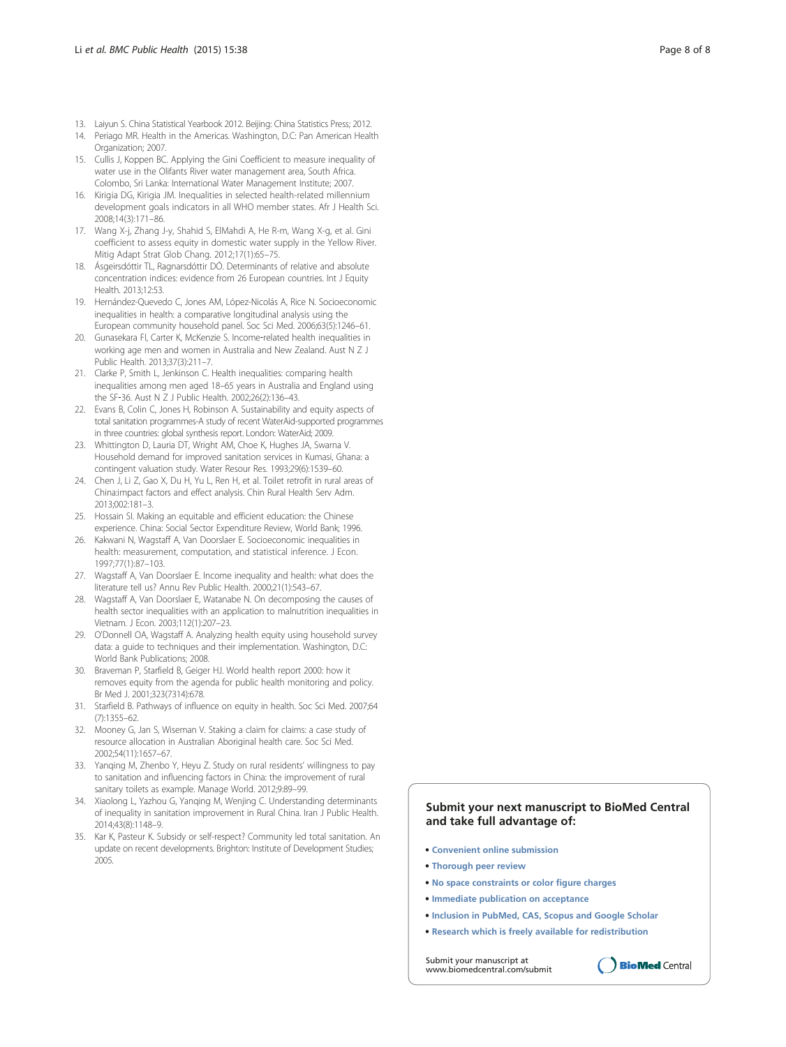13. Laiyun S. China Statistical Yearbook 2012. Beijing: China Statistics Press; 2012.
14. Periago MR. Health in the Americas. Washington, D.C: Pan American Health Organization; 2007.
15. Cullis J, Koppen BC. Applying the Gini Coefficient to measure inequality of water use in the Olifants River water management area, South Africa. Colombo, Sri Lanka: International Water Management Institute; 2007.
16. Kirigia DG, Kirigia JM. Inequalities in selected health-related millennium development goals indicators in all WHO member states. Afr J Health Sci. 2008;14(3):171–86.
17. Wang X-j, Zhang J-y, Shahid S, ElMahdi A, He R-m, Wang X-g, et al. Gini coefficient to assess equity in domestic water supply in the Yellow River. Mitig Adapt Strat Glob Chang. 2012;17(1):65–75.
18. Ásgeirsdóttir TL, Ragnarsdóttir DÓ. Determinants of relative and absolute concentration indices: evidence from 26 European countries. Int J Equity Health. 2013;12:53.
19. Hernández-Quevedo C, Jones AM, López-Nicolás A, Rice N. Socioeconomic inequalities in health: a comparative longitudinal analysis using the European community household panel. Soc Sci Med. 2006;63(5):1246–61.
20. Gunasekara FI, Carter K, McKenzie S. Income-related health inequalities in working age men and women in Australia and New Zealand. Aust N Z J Public Health. 2013;37(3):211–7.
21. Clarke P, Smith L, Jenkinson C. Health inequalities: comparing health inequalities among men aged 18–65 years in Australia and England using the SF-36. Aust N Z J Public Health. 2002;26(2):136–43.
22. Evans B, Colin C, Jones H, Robinson A. Sustainability and equity aspects of total sanitation programmes-A study of recent WaterAid-supported programmes in three countries: global synthesis report. London: WaterAid; 2009.
23. Whittington D, Lauria DT, Wright AM, Choe K, Hughes JA, Swarna V. Household demand for improved sanitation services in Kumasi, Ghana: a contingent valuation study. Water Resour Res. 1993;29(6):1539–60.
24. Chen J, Li Z, Gao X, Du H, Yu L, Ren H, et al. Toilet retrofit in rural areas of China:impact factors and effect analysis. Chin Rural Health Serv Adm. 2013;002:181–3.
25. Hossain SI. Making an equitable and efficient education: the Chinese experience. China: Social Sector Expenditure Review, World Bank; 1996.
26. Kakwani N, Wagstaff A, Van Doorslaer E. Socioeconomic inequalities in health: measurement, computation, and statistical inference. J Econ. 1997;77(1):87–103.
27. Wagstaff A, Van Doorslaer E. Income inequality and health: what does the literature tell us? Annu Rev Public Health. 2000;21(1):543–67.
28. Wagstaff A, Van Doorslaer E, Watanabe N. On decomposing the causes of health sector inequalities with an application to malnutrition inequalities in Vietnam. J Econ. 2003;112(1):207–23.
29. O'Donnell OA, Wagstaff A. Analyzing health equity using household survey data: a guide to techniques and their implementation. Washington, D.C: World Bank Publications; 2008.
30. Braveman P, Starfield B, Geiger HJ. World health report 2000: how it removes equity from the agenda for public health monitoring and policy. Br Med J. 2001;323(7314):678.
31. Starfield B. Pathways of influence on equity in health. Soc Sci Med. 2007;64(7):1355–62.
32. Mooney G, Jan S, Wiseman V. Staking a claim for claims: a case study of resource allocation in Australian Aboriginal health care. Soc Sci Med. 2002;54(11):1657–67.
33. Yanqing M, Zhenbo Y, Heyu Z. Study on rural residents' willingness to pay to sanitation and influencing factors in China: the improvement of rural sanitary toilets as example. Manage World. 2012;9:89–99.
34. Xiaolong L, Yazhou G, Yanqing M, Wenjing C. Understanding determinants of inequality in sanitation improvement in Rural China. Iran J Public Health. 2014;43(8):1148–9.
35. Kar K, Pasteur K. Subsidy or self-respect? Community led total sanitation. An update on recent developments. Brighton: Institute of Development Studies; 2005.

**Submit your next manuscript to BioMed Central and take full advantage of:**

- **Convenient online submission**
- **Thorough peer review**
- **No space constraints or color figure charges**
- **Immediate publication on acceptance**
- **Inclusion in PubMed, CAS, Scopus and Google Scholar**
- **Research which is freely available for redistribution**

Submit your manuscript at
www.biomedcentral.com/submit

BioMed Central